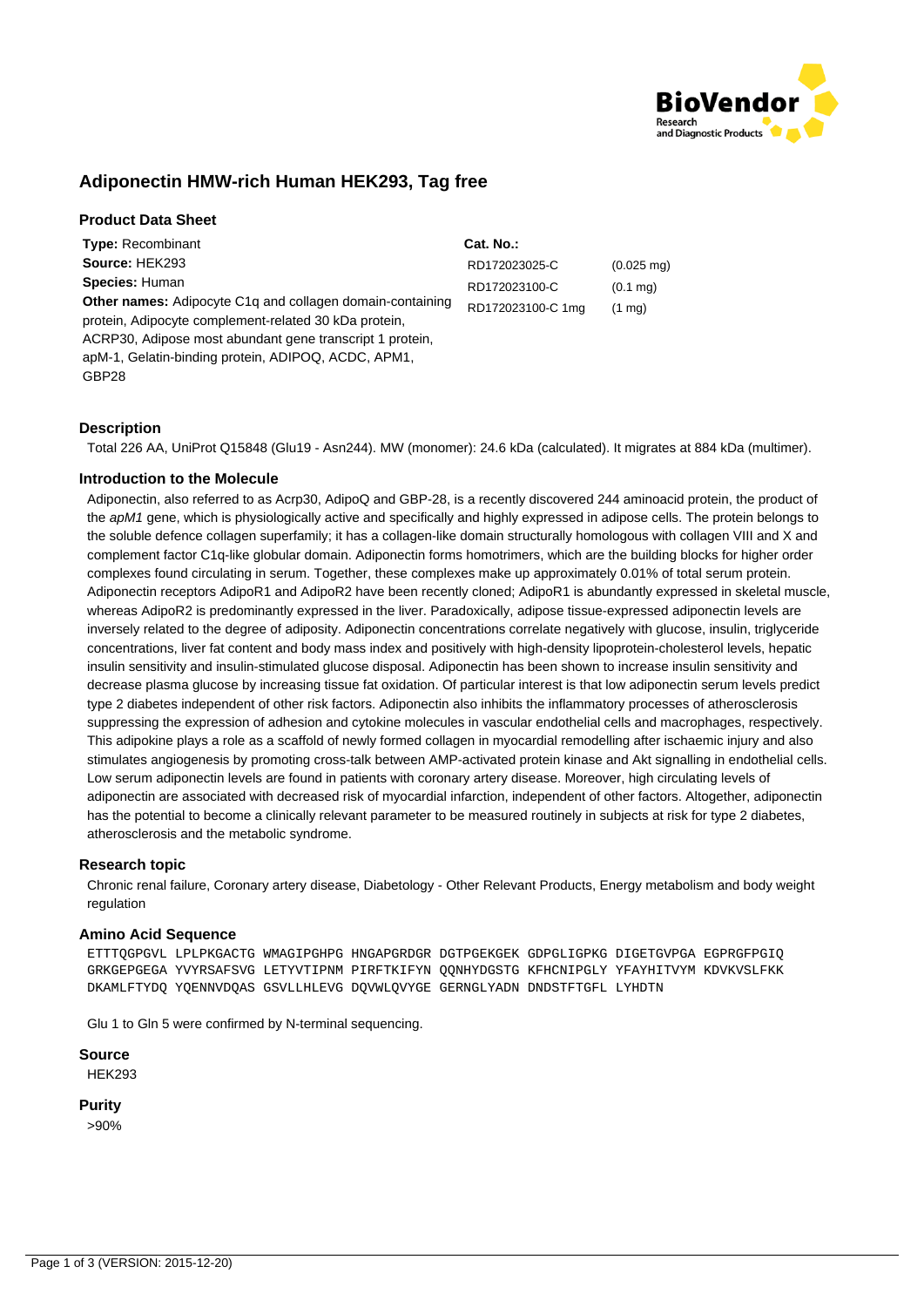# Adiponectin HMW-rich Human HEK293, Tag free

## Product Data Sheet

**Type:** Recombinant
**Source:** HEK293
**Species:** Human
**Other names:** Adipocyte C1q and collagen domain-containing protein, Adipocyte complement-related 30 kDa protein, ACRP30, Adipose most abundant gene transcript 1 protein, apM-1, Gelatin-binding protein, ADIPOQ, ACDC, APM1, GBP28

**Cat. No.:**

| | |
|---|---|
| RD172023025-C | (0.025 mg) |
| RD172023100-C | (0.1 mg) |
| RD172023100-C 1mg | (1 mg) |

### Description

Total 226 AA, UniProt Q15848 (Glu19 - Asn244). MW (monomer): 24.6 kDa (calculated). It migrates at 884 kDa (multimer).

### Introduction to the Molecule

Adiponectin, also referred to as Acrp30, AdipoQ and GBP-28, is a recently discovered 244 aminoacid protein, the product of the *apM1* gene, which is physiologically active and specifically and highly expressed in adipose cells. The protein belongs to the soluble defence collagen superfamily; it has a collagen-like domain structurally homologous with collagen VIII and X and complement factor C1q-like globular domain. Adiponectin forms homotrimers, which are the building blocks for higher order complexes found circulating in serum. Together, these complexes make up approximately 0.01% of total serum protein. Adiponectin receptors AdipoR1 and AdipoR2 have been recently cloned; AdipoR1 is abundantly expressed in skeletal muscle, whereas AdipoR2 is predominantly expressed in the liver. Paradoxically, adipose tissue-expressed adiponectin levels are inversely related to the degree of adiposity. Adiponectin concentrations correlate negatively with glucose, insulin, triglyceride concentrations, liver fat content and body mass index and positively with high-density lipoprotein-cholesterol levels, hepatic insulin sensitivity and insulin-stimulated glucose disposal. Adiponectin has been shown to increase insulin sensitivity and decrease plasma glucose by increasing tissue fat oxidation. Of particular interest is that low adiponectin serum levels predict type 2 diabetes independent of other risk factors. Adiponectin also inhibits the inflammatory processes of atherosclerosis suppressing the expression of adhesion and cytokine molecules in vascular endothelial cells and macrophages, respectively. This adipokine plays a role as a scaffold of newly formed collagen in myocardial remodelling after ischaemic injury and also stimulates angiogenesis by promoting cross-talk between AMP-activated protein kinase and Akt signalling in endothelial cells. Low serum adiponectin levels are found in patients with coronary artery disease. Moreover, high circulating levels of adiponectin are associated with decreased risk of myocardial infarction, independent of other factors. Altogether, adiponectin has the potential to become a clinically relevant parameter to be measured routinely in subjects at risk for type 2 diabetes, atherosclerosis and the metabolic syndrome.

### Research topic

Chronic renal failure, Coronary artery disease, Diabetology - Other Relevant Products, Energy metabolism and body weight regulation

### Amino Acid Sequence

```
ETTTQGPGVL LPLPKGACTG WMAGIPGHPG HNGAPGRDGR DGTPGEKGEK GDPGLIGPKG DIGETGVPGA EGPRGFPGIQ
GRKGEPGEGA YVYRSAFSVG LETYVTIPNM PIRFTKIFYN QQNHYDGSTG KFHCNIPGLY YFAYHITVYM KDVKVSLFKK
DKAMLFTYDQ YQENNVDQAS GSVLLHLEVG DQVWLQVYGE GERNGLYADN DNDSTFTGFL LYHDTN
```

Glu 1 to Gln 5 were confirmed by N-terminal sequencing.

### Source

HEK293

### Purity

>90%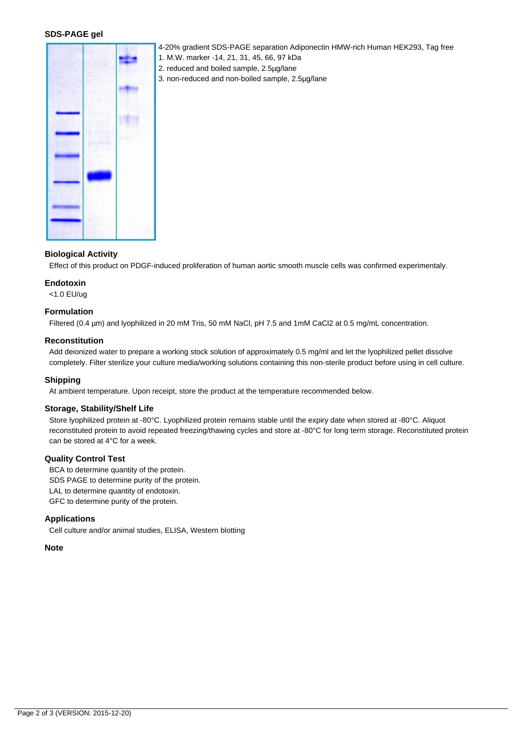### SDS-PAGE gel

4-20% gradient SDS-PAGE separation Adiponectin HMW-rich Human HEK293, Tag free

1. M.W. marker -14, 21, 31, 45, 66, 97 kDa
2. reduced and boiled sample, 2.5µg/lane
3. non-reduced and non-boiled sample, 2.5µg/lane

### Biological Activity

Effect of this product on PDGF-induced proliferation of human aortic smooth muscle cells was confirmed experimentaly.

### Endotoxin

<1.0 EU/ug

### Formulation

Filtered (0.4 µm) and lyophilized in 20 mM Tris, 50 mM NaCl, pH 7.5 and 1mM $CaCl_2$ at 0.5 mg/mL concentration.

### Reconstitution

Add deionized water to prepare a working stock solution of approximately 0.5 mg/ml and let the lyophilized pellet dissolve completely. Filter sterilize your culture media/working solutions containing this non-sterile product before using in cell culture.

### Shipping

At ambient temperature. Upon receipt, store the product at the temperature recommended below.

### Storage, Stability/Shelf Life

Store lyophilized protein at -80°C. Lyophilized protein remains stable until the expiry date when stored at -80°C. Aliquot reconstituted protein to avoid repeated freezing/thawing cycles and store at -80°C for long term storage. Reconstituted protein can be stored at 4°C for a week.

### Quality Control Test

BCA to determine quantity of the protein.
SDS PAGE to determine purity of the protein.
LAL to determine quantity of endotoxin.
GFC to determine purity of the protein.

### Applications

Cell culture and/or animal studies, ELISA, Western blotting

### Note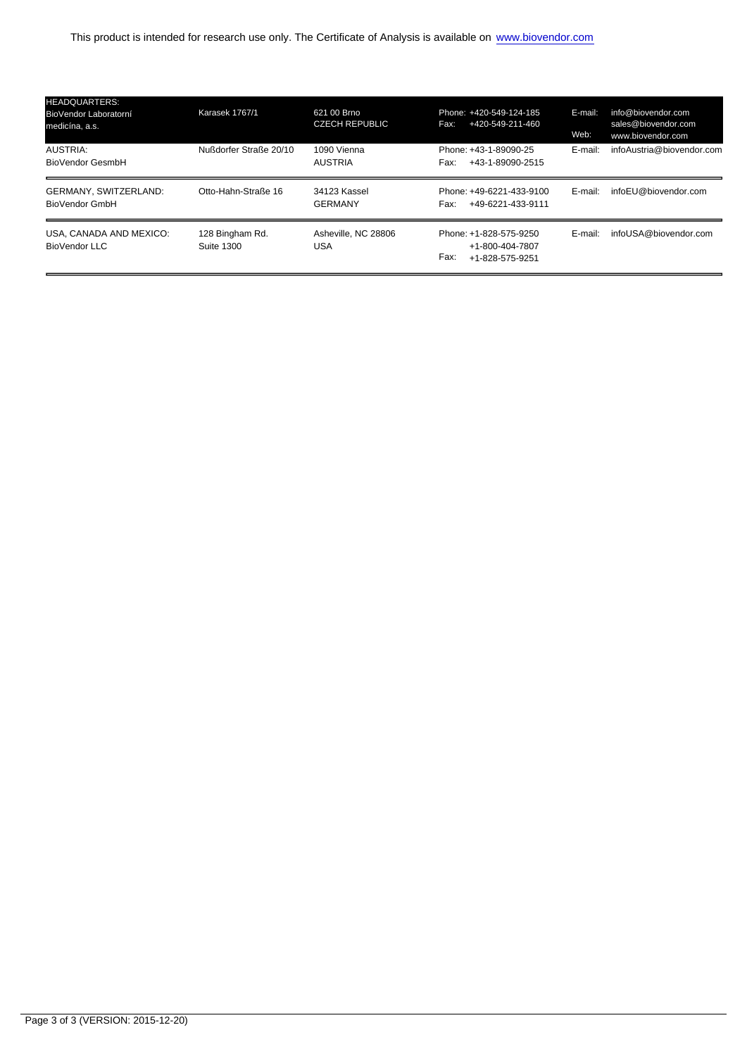This product is intended for research use only. The Certificate of Analysis is available on www.biovendor.com

| | | | | |
|---|---|---|---|---|
| HEADQUARTERS: BioVendor Laboratorní medicína, a.s. | Karasek 1767/1 | 621 00 Brno CZECH REPUBLIC | Phone: +420-549-124-185 Fax: +420-549-211-460 | E-mail: info@biovendor.com sales@biovendor.com Web: www.biovendor.com |
| AUSTRIA: BioVendor GesmbH | Nußdorfer Straße 20/10 | 1090 Vienna AUSTRIA | Phone: +43-1-89090-25 Fax: +43-1-89090-2515 | E-mail: infoAustria@biovendor.com |
| GERMANY, SWITZERLAND: BioVendor GmbH | Otto-Hahn-Straße 16 | 34123 Kassel GERMANY | Phone: +49-6221-433-9100 Fax: +49-6221-433-9111 | E-mail: infoEU@biovendor.com |
| USA, CANADA AND MEXICO: BioVendor LLC | 128 Bingham Rd. Suite 1300 | Asheville, NC 28806 USA | Phone: +1-828-575-9250 +1-800-404-7807 Fax: +1-828-575-9251 | E-mail: infoUSA@biovendor.com |

(VERSION: 2015-12-20)